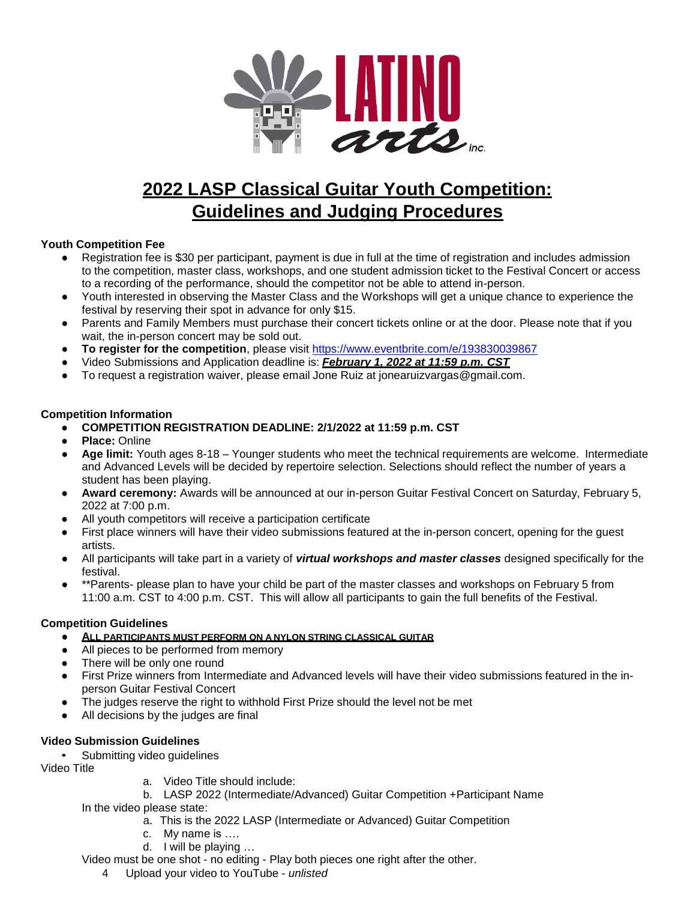# 2022 LASP Classical Guitar Youth Competition: Guidelines and Judging Procedures

**Youth Competition Fee**

- Registration fee is $30 per participant, payment is due in full at the time of registration and includes admission to the competition, master class, workshops, and one student admission ticket to the Festival Concert or access to a recording of the performance, should the competitor not be able to attend in-person.
- Youth interested in observing the Master Class and the Workshops will get a unique chance to experience the festival by reserving their spot in advance for only $15.
- Parents and Family Members must purchase their concert tickets online or at the door. Please note that if you wait, the in-person concert may be sold out.
- **To register for the competition**, please visit https://www.eventbrite.com/e/193830039867
- Video Submissions and Application deadline is: ***February 1, 2022 at 11:59 p.m. CST***
- To request a registration waiver, please email Jone Ruiz at jonearuizvargas@gmail.com.

**Competition Information**

- **COMPETITION REGISTRATION DEADLINE: 2/1/2022 at 11:59 p.m. CST**
- **Place:** Online
- **Age limit:** Youth ages 8-18 – Younger students who meet the technical requirements are welcome. Intermediate and Advanced Levels will be decided by repertoire selection. Selections should reflect the number of years a student has been playing.
- **Award ceremony:** Awards will be announced at our in-person Guitar Festival Concert on Saturday, February 5, 2022 at 7:00 p.m.
- All youth competitors will receive a participation certificate
- First place winners will have their video submissions featured at the in-person concert, opening for the guest artists.
- All participants will take part in a variety of ***virtual workshops and master classes*** designed specifically for the festival.
- **Parents- please plan to have your child be part of the master classes and workshops on February 5 from 11:00 a.m. CST to 4:00 p.m. CST. This will allow all participants to gain the full benefits of the Festival.

**Competition Guidelines**

- **ALL PARTICIPANTS MUST PERFORM ON A NYLON STRING CLASSICAL GUITAR**
- All pieces to be performed from memory
- There will be only one round
- First Prize winners from Intermediate and Advanced levels will have their video submissions featured in the in-person Guitar Festival Concert
- The judges reserve the right to withhold First Prize should the level not be met
- All decisions by the judges are final

**Video Submission Guidelines**

- Submitting video guidelines

Video Title

a. Video Title should include:

b. LASP 2022 (Intermediate/Advanced) Guitar Competition +Participant Name

In the video please state:

a. This is the 2022 LASP (Intermediate or Advanced) Guitar Competition

c. My name is ….

d. I will be playing …

Video must be one shot - no editing - Play both pieces one right after the other.

4 Upload your video to YouTube - *unlisted*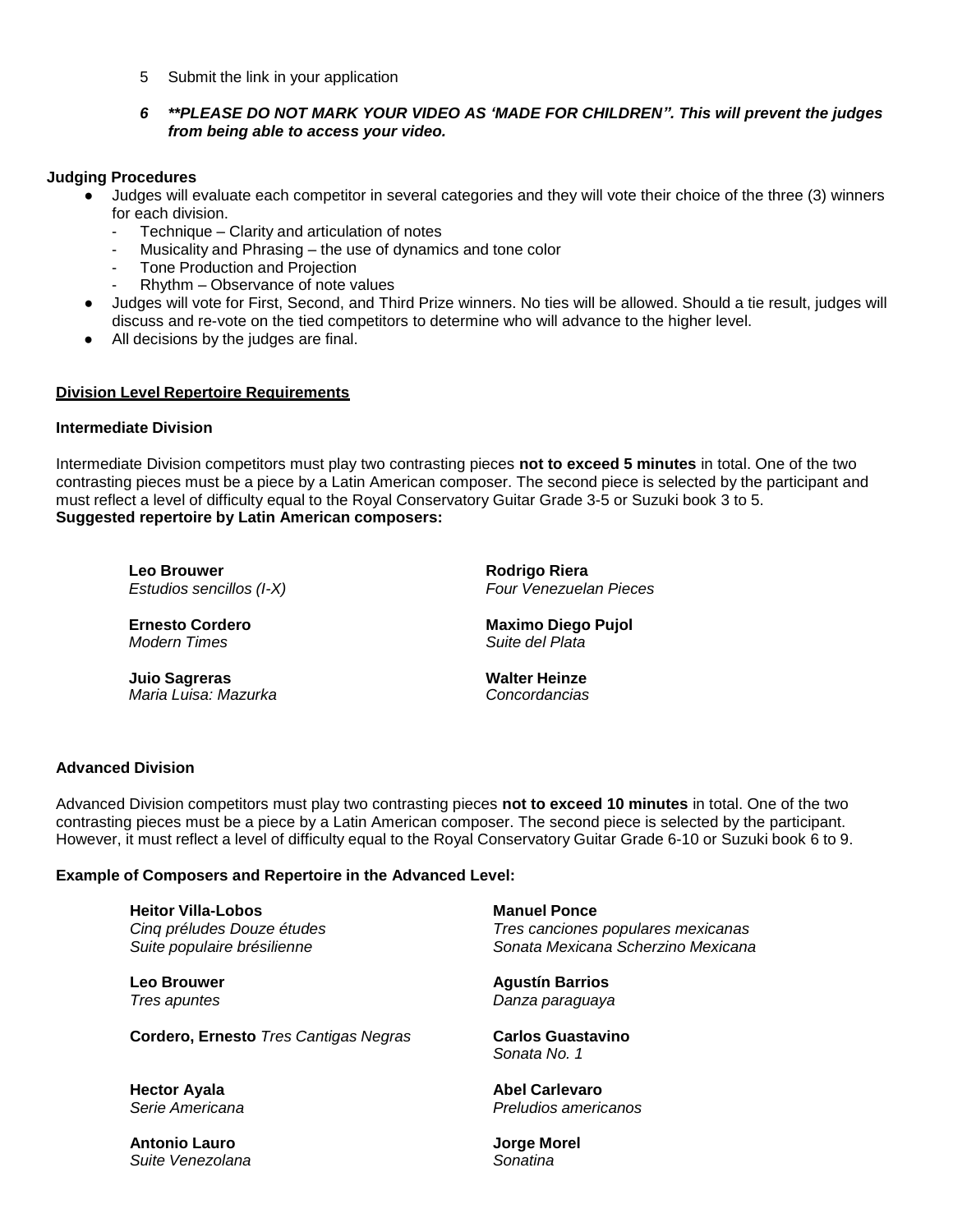5. Submit the link in your application

6. ***\*\*PLEASE DO NOT MARK YOUR VIDEO AS 'MADE FOR CHILDREN". This will prevent the judges from being able to access your video.***

**Judging Procedures**

- Judges will evaluate each competitor in several categories and they will vote their choice of the three (3) winners for each division.
  - Technique – Clarity and articulation of notes
  - Musicality and Phrasing – the use of dynamics and tone color
  - Tone Production and Projection
  - Rhythm – Observance of note values
- Judges will vote for First, Second, and Third Prize winners. No ties will be allowed. Should a tie result, judges will discuss and re-vote on the tied competitors to determine who will advance to the higher level.
- All decisions by the judges are final.

## Division Level Repertoire Requirements

### Intermediate Division

Intermediate Division competitors must play two contrasting pieces **not to exceed 5 minutes** in total. One of the two contrasting pieces must be a piece by a Latin American composer. The second piece is selected by the participant and must reflect a level of difficulty equal to the Royal Conservatory Guitar Grade 3-5 or Suzuki book 3 to 5.

**Suggested repertoire by Latin American composers:**

**Leo Brouwer**
*Estudios sencillos (I-X)*

**Ernesto Cordero**
*Modern Times*

**Juio Sagreras**
*Maria Luisa: Mazurka*

**Rodrigo Riera**
*Four Venezuelan Pieces*

**Maximo Diego Pujol**
*Suite del Plata*

**Walter Heinze**
*Concordancias*

### Advanced Division

Advanced Division competitors must play two contrasting pieces **not to exceed 10 minutes** in total. One of the two contrasting pieces must be a piece by a Latin American composer. The second piece is selected by the participant. However, it must reflect a level of difficulty equal to the Royal Conservatory Guitar Grade 6-10 or Suzuki book 6 to 9.

**Example of Composers and Repertoire in the Advanced Level:**

**Heitor Villa-Lobos**
*Cinq préludes Douze études*
*Suite populaire brésilienne*

**Leo Brouwer**
*Tres apuntes*

**Cordero, Ernesto** *Tres Cantigas Negras*

**Hector Ayala**
*Serie Americana*

**Antonio Lauro**
*Suite Venezolana*

**Manuel Ponce**
*Tres canciones populares mexicanas*
*Sonata Mexicana Scherzino Mexicana*

**Agustín Barrios**
*Danza paraguaya*

**Carlos Guastavino**
*Sonata No. 1*

**Abel Carlevaro**
*Preludios americanos*

**Jorge Morel**
*Sonatina*